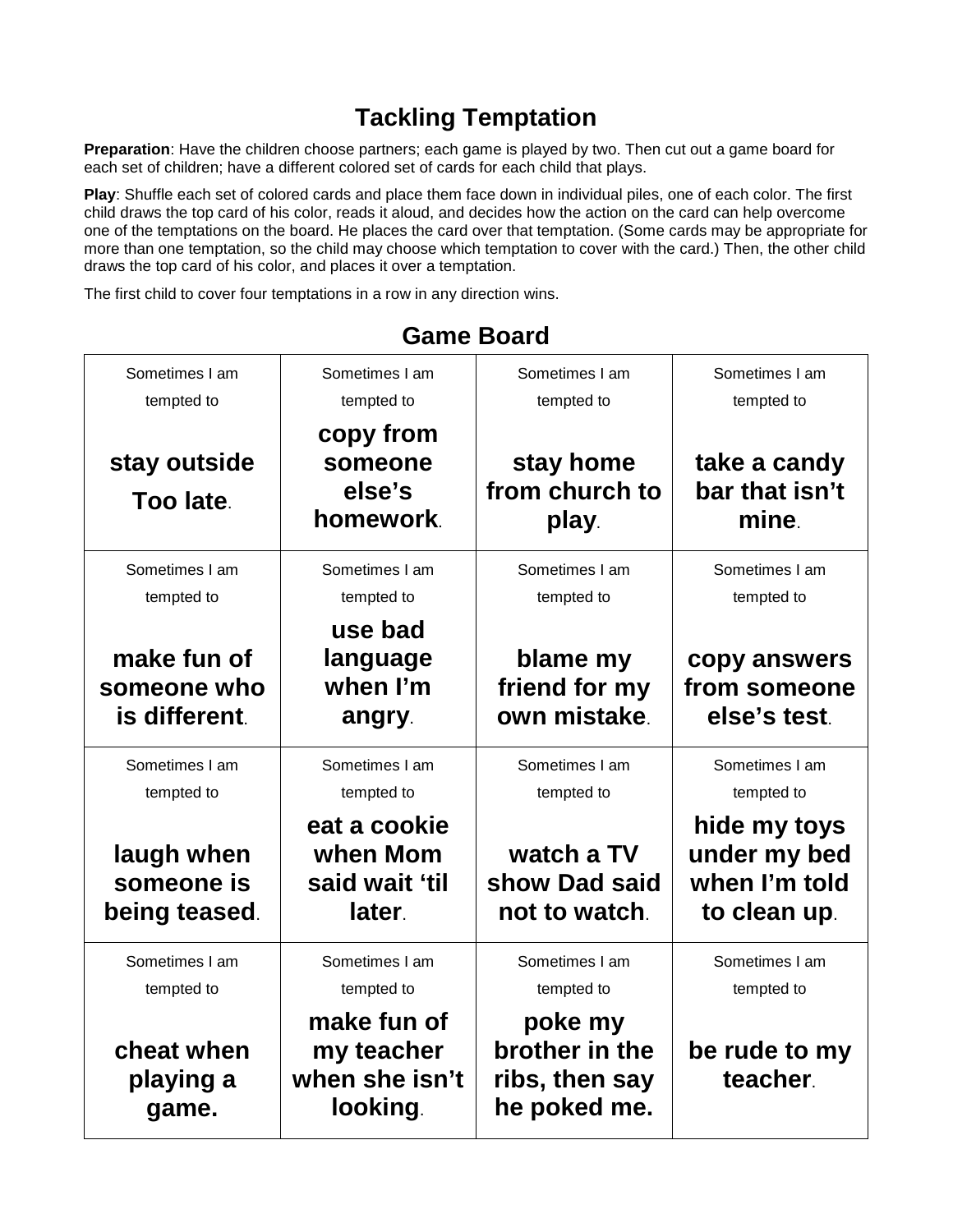# Tackling Temptation

**Preparation**: Have the children choose partners; each game is played by two. Then cut out a game board for each set of children; have a different colored set of cards for each child that plays.

**Play**: Shuffle each set of colored cards and place them face down in individual piles, one of each color. The first child draws the top card of his color, reads it aloud, and decides how the action on the card can help overcome one of the temptations on the board. He places the card over that temptation. (Some cards may be appropriate for more than one temptation, so the child may choose which temptation to cover with the card.) Then, the other child draws the top card of his color, and places it over a temptation.

The first child to cover four temptations in a row in any direction wins.

## Game Board

| | | | |
|---|---|---|---|
| Sometimes I am tempted to **stay outside Too late**. | Sometimes I am tempted to **copy from someone else's homework**. | Sometimes I am tempted to **stay home from church to play**. | Sometimes I am tempted to **take a candy bar that isn't mine**. |
| Sometimes I am tempted to **make fun of someone who is different**. | Sometimes I am tempted to **use bad language when I'm angry**. | Sometimes I am tempted to **blame my friend for my own mistake**. | Sometimes I am tempted to **copy answers from someone else's test**. |
| Sometimes I am tempted to **laugh when someone is being teased**. | Sometimes I am tempted to **eat a cookie when Mom said wait 'til later**. | Sometimes I am tempted to **watch a TV show Dad said not to watch**. | Sometimes I am tempted to **hide my toys under my bed when I'm told to clean up**. |
| Sometimes I am tempted to **cheat when playing a game.** | Sometimes I am tempted to **make fun of my teacher when she isn't looking**. | Sometimes I am tempted to **poke my brother in the ribs, then say he poked me.** | Sometimes I am tempted to **be rude to my teacher**. |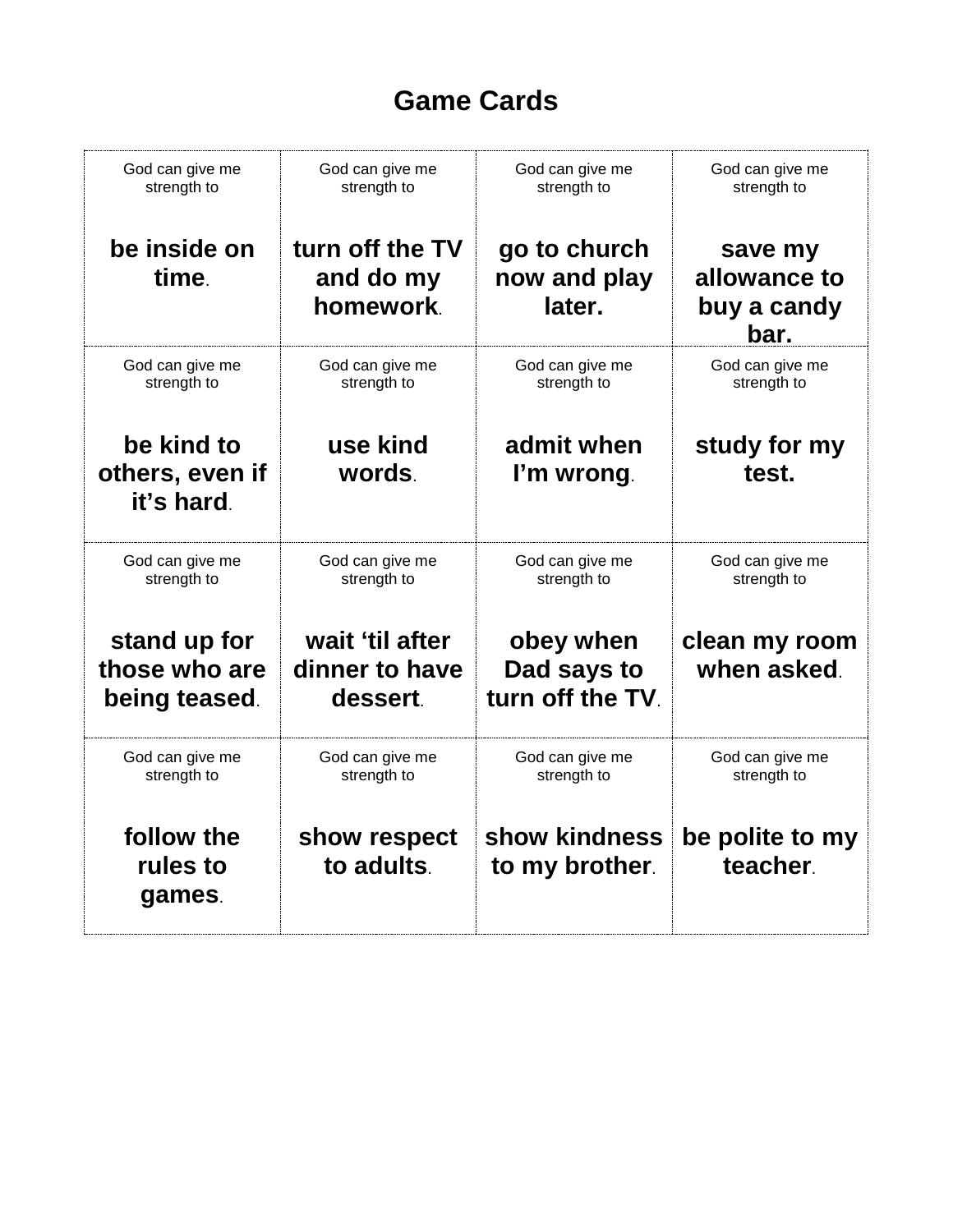# Game Cards

| | | | |
|---|---|---|---|
| God can give me strength to **be inside on time.** | God can give me strength to **turn off the TV and do my homework.** | God can give me strength to **go to church now and play later.** | God can give me strength to **save my allowance to buy a candy bar.** |
| God can give me strength to **be kind to others, even if it's hard.** | God can give me strength to **use kind words.** | God can give me strength to **admit when I'm wrong.** | God can give me strength to **study for my test.** |
| God can give me strength to **stand up for those who are being teased.** | God can give me strength to **wait 'til after dinner to have dessert.** | God can give me strength to **obey when Dad says to turn off the TV.** | God can give me strength to **clean my room when asked.** |
| God can give me strength to **follow the rules to games.** | God can give me strength to **show respect to adults.** | God can give me strength to **show kindness to my brother.** | God can give me strength to **be polite to my teacher.** |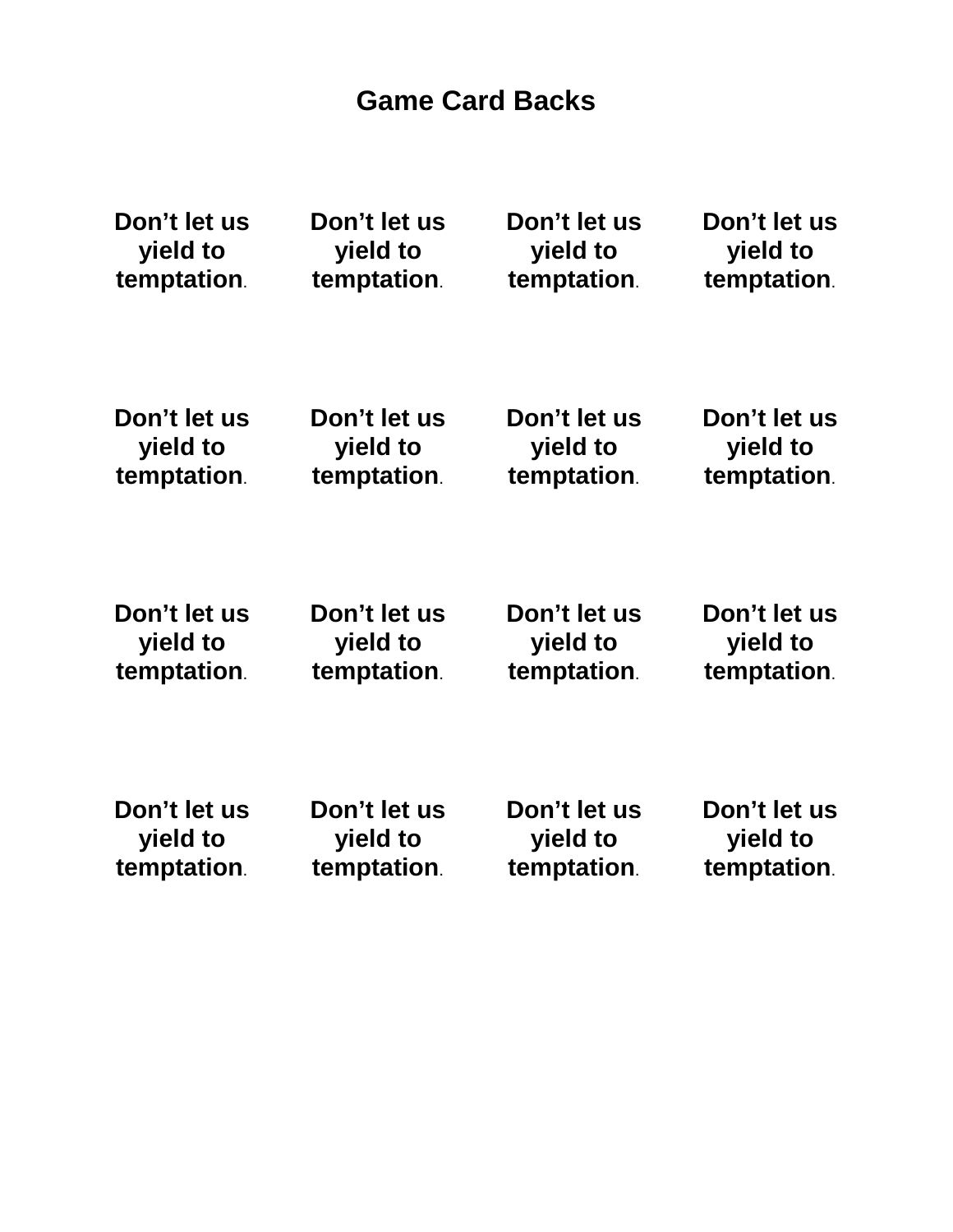# Game Card Backs

| | | | |
|---|---|---|---|
| **Don't let us yield to temptation**. | **Don't let us yield to temptation**. | **Don't let us yield to temptation**. | **Don't let us yield to temptation**. |
| **Don't let us yield to temptation**. | **Don't let us yield to temptation**. | **Don't let us yield to temptation**. | **Don't let us yield to temptation**. |
| **Don't let us yield to temptation**. | **Don't let us yield to temptation**. | **Don't let us yield to temptation**. | **Don't let us yield to temptation**. |
| **Don't let us yield to temptation**. | **Don't let us yield to temptation**. | **Don't let us yield to temptation**. | **Don't let us yield to temptation**. |